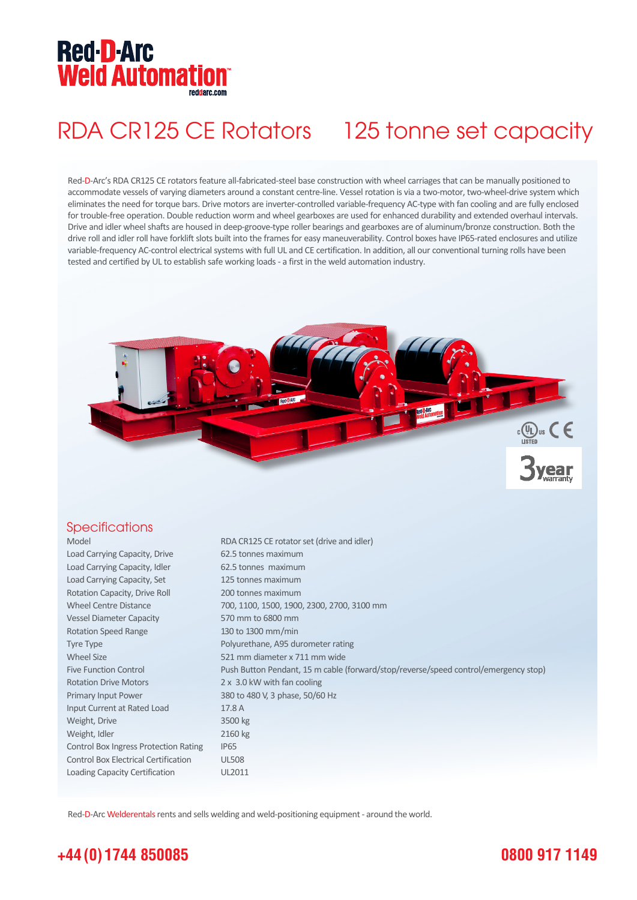# Red-D-Arc Weld Automation

reddarc.com

# RDA CR125 CE Rotators 125 tonne set capacity

Red-D-Arc's RDA CR125 CE rotators feature all-fabricated-steel base construction with wheel carriages that can be manually positioned to accommodate vessels of varying diameters around a constant centre-line. Vessel rotation is via a two-motor, two-wheel-drive system which eliminates the need for torque bars. Drive motors are inverter-controlled variable-frequency AC-type with fan cooling and are fully enclosed for trouble-free operation. Double reduction worm and wheel gearboxes are used for enhanced durability and extended overhaul intervals. Drive and idler wheel shafts are housed in deep-groove-type roller bearings and gearboxes are of aluminum/bronze construction. Both the drive roll and idler roll have forklift slots built into the frames for easy maneuverability. Control boxes have IP65-rated enclosures and utilize variable-frequency AC-control electrical systems with full UL and CE certification. In addition, all our conventional turning rolls have been tested and certified by UL to establish safe working loads - a first in the weld automation industry.

c UL us LISTED CE

3 year warranty

## Specifications

| | |
|---|---|
| Model | RDA CR125 CE rotator set (drive and idler) |
| Load Carrying Capacity, Drive | 62.5 tonnes maximum |
| Load Carrying Capacity, Idler | 62.5 tonnes maximum |
| Load Carrying Capacity, Set | 125 tonnes maximum |
| Rotation Capacity, Drive Roll | 200 tonnes maximum |
| Wheel Centre Distance | 700, 1100, 1500, 1900, 2300, 2700, 3100 mm |
| Vessel Diameter Capacity | 570 mm to 6800 mm |
| Rotation Speed Range | 130 to 1300 mm/min |
| Tyre Type | Polyurethane, A95 durometer rating |
| Wheel Size | 521 mm diameter x 711 mm wide |
| Five Function Control | Push Button Pendant, 15 m cable (forward/stop/reverse/speed control/emergency stop) |
| Rotation Drive Motors | 2 x 3.0 kW with fan cooling |
| Primary Input Power | 380 to 480 V, 3 phase, 50/60 Hz |
| Input Current at Rated Load | 17.8 A |
| Weight, Drive | 3500 kg |
| Weight, Idler | 2160 kg |
| Control Box Ingress Protection Rating | IP65 |
| Control Box Electrical Certification | UL508 |
| Loading Capacity Certification | UL2011 |

Red-D-Arc Welderentals rents and sells welding and weld-positioning equipment - around the world.

**+44 (0) 1744 850085** **0800 917 1149**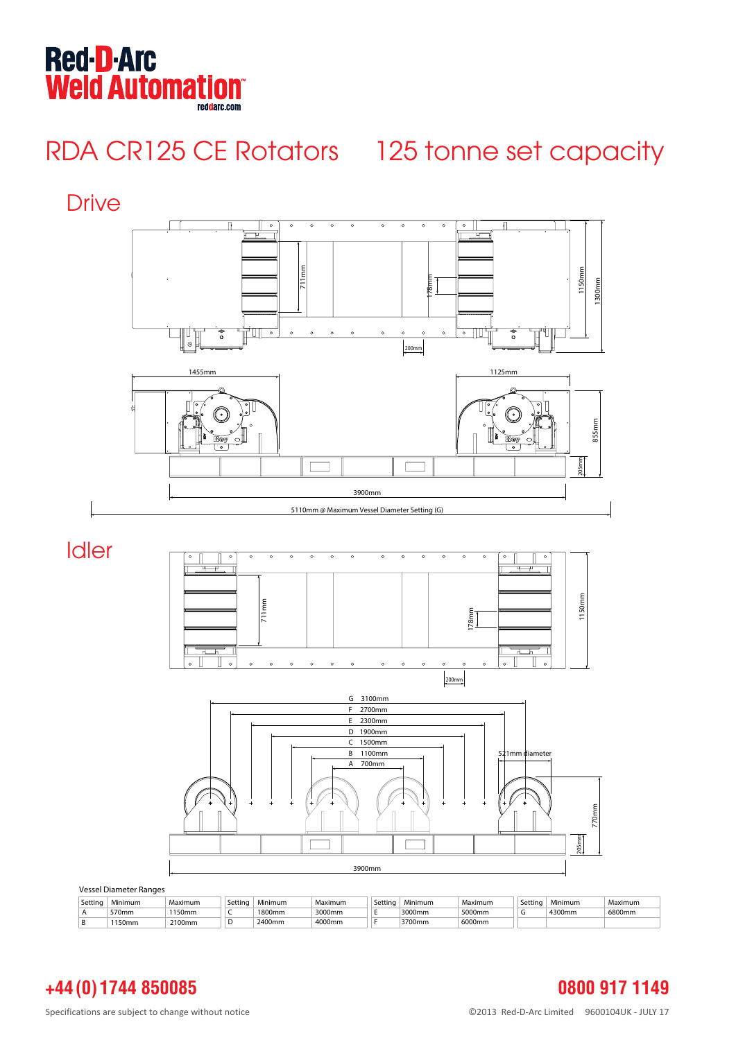# RDA CR125 CE Rotators 125 tonne set capacity

## Drive

711mm
178mm
1150mm
1300mm
200mm
1455mm
1125mm
855mm
205mm
3900mm
5110mm @ Maximum Vessel Diameter Setting (G)

## Idler

711mm
178mm
1150mm
200mm
G 3100mm
F 2700mm
E 2300mm
D 1900mm
C 1500mm
B 1100mm
A 700mm
521mm diameter
770mm
205mm
3900mm

Vessel Diameter Ranges

| Setting | Minimum | Maximum | Setting | Minimum | Maximum | Setting | Minimum | Maximum | Setting | Minimum | Maximum |
|---|---|---|---|---|---|---|---|---|---|---|---|
| A | 570mm | 1150mm | C | 1800mm | 3000mm | E | 3000mm | 5000mm | G | 4300mm | 6800mm |
| B | 1150mm | 2100mm | D | 2400mm | 4000mm | F | 3700mm | 6000mm | | | |

**+44 (0) 1744 850085** **0800 917 1149**

Specifications are subject to change without notice

©2013 Red-D-Arc Limited 9600104UK - JULY 17